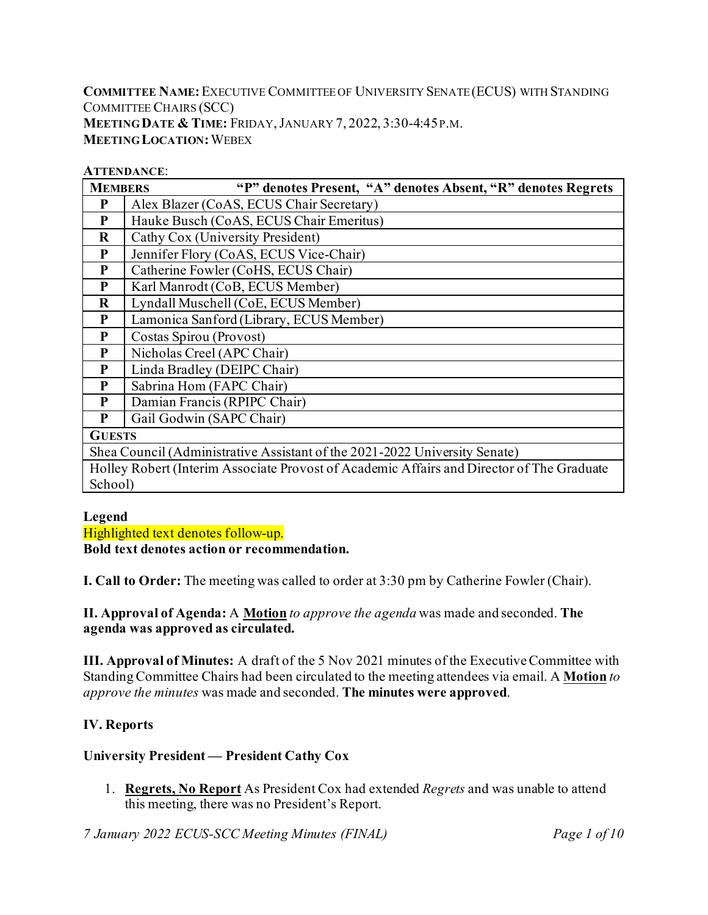**COMMITTEE NAME:** EXECUTIVE COMMITTEE OF UNIVERSITY SENATE (ECUS) WITH STANDING COMMITTEE CHAIRS (SCC)
**MEETING DATE & TIME:** FRIDAY, JANUARY 7, 2022, 3:30-4:45 P.M.
**MEETING LOCATION:** WEBEX

**ATTENDANCE**:

| **MEMBERS** | **"P" denotes Present, "A" denotes Absent, "R" denotes Regrets** |
|---|---|
| **P** | Alex Blazer (CoAS, ECUS Chair Secretary) |
| **P** | Hauke Busch (CoAS, ECUS Chair Emeritus) |
| **R** | Cathy Cox (University President) |
| **P** | Jennifer Flory (CoAS, ECUS Vice-Chair) |
| **P** | Catherine Fowler (CoHS, ECUS Chair) |
| **P** | Karl Manrodt (CoB, ECUS Member) |
| **R** | Lyndall Muschell (CoE, ECUS Member) |
| **P** | Lamonica Sanford (Library, ECUS Member) |
| **P** | Costas Spirou (Provost) |
| **P** | Nicholas Creel (APC Chair) |
| **P** | Linda Bradley (DEIPC Chair) |
| **P** | Sabrina Hom (FAPC Chair) |
| **P** | Damian Francis (RPIPC Chair) |
| **P** | Gail Godwin (SAPC Chair) |
| **GUESTS** | |
| Shea Council (Administrative Assistant of the 2021-2022 University Senate) | |
| Holley Robert (Interim Associate Provost of Academic Affairs and Director of The Graduate School) | |

**Legend**
Highlighted text denotes follow-up.
**Bold text denotes action or recommendation.**

**I. Call to Order:** The meeting was called to order at 3:30 pm by Catherine Fowler (Chair).

**II. Approval of Agenda:** A **Motion** *to approve the agenda* was made and seconded. **The agenda was approved as circulated.**

**III. Approval of Minutes:** A draft of the 5 Nov 2021 minutes of the Executive Committee with Standing Committee Chairs had been circulated to the meeting attendees via email. A **Motion** *to approve the minutes* was made and seconded. **The minutes were approved**.

**IV. Reports**

**University President — President Cathy Cox**

1. **Regrets, No Report** As President Cox had extended *Regrets* and was unable to attend this meeting, there was no President's Report.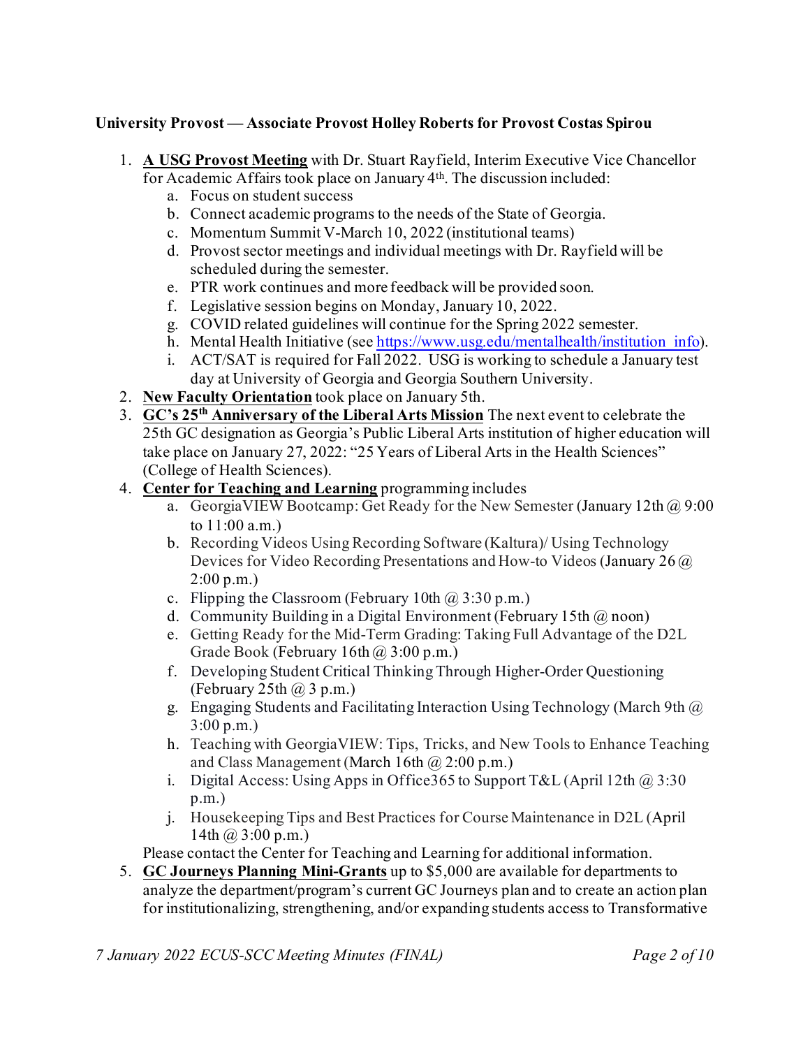**University Provost — Associate Provost Holley Roberts for Provost Costas Spirou**

1. **A USG Provost Meeting** with Dr. Stuart Rayfield, Interim Executive Vice Chancellor for Academic Affairs took place on January 4th. The discussion included:
   a. Focus on student success
   b. Connect academic programs to the needs of the State of Georgia.
   c. Momentum Summit V-March 10, 2022 (institutional teams)
   d. Provost sector meetings and individual meetings with Dr. Rayfield will be scheduled during the semester.
   e. PTR work continues and more feedback will be provided soon.
   f. Legislative session begins on Monday, January 10, 2022.
   g. COVID related guidelines will continue for the Spring 2022 semester.
   h. Mental Health Initiative (see https://www.usg.edu/mentalhealth/institution_info).
   i. ACT/SAT is required for Fall 2022. USG is working to schedule a January test day at University of Georgia and Georgia Southern University.
2. **New Faculty Orientation** took place on January 5th.
3. **GC's 25th Anniversary of the Liberal Arts Mission** The next event to celebrate the 25th GC designation as Georgia's Public Liberal Arts institution of higher education will take place on January 27, 2022: "25 Years of Liberal Arts in the Health Sciences" (College of Health Sciences).
4. **Center for Teaching and Learning** programming includes
   a. GeorgiaVIEW Bootcamp: Get Ready for the New Semester (January 12th @ 9:00 to 11:00 a.m.)
   b. Recording Videos Using Recording Software (Kaltura)/ Using Technology Devices for Video Recording Presentations and How-to Videos (January 26 @ 2:00 p.m.)
   c. Flipping the Classroom (February 10th @ 3:30 p.m.)
   d. Community Building in a Digital Environment (February 15th @ noon)
   e. Getting Ready for the Mid-Term Grading: Taking Full Advantage of the D2L Grade Book (February 16th @ 3:00 p.m.)
   f. Developing Student Critical Thinking Through Higher-Order Questioning (February 25th @ 3 p.m.)
   g. Engaging Students and Facilitating Interaction Using Technology (March 9th @ 3:00 p.m.)
   h. Teaching with GeorgiaVIEW: Tips, Tricks, and New Tools to Enhance Teaching and Class Management (March 16th @ 2:00 p.m.)
   i. Digital Access: Using Apps in Office365 to Support T&L (April 12th @ 3:30 p.m.)
   j. Housekeeping Tips and Best Practices for Course Maintenance in D2L (April 14th @ 3:00 p.m.)

   Please contact the Center for Teaching and Learning for additional information.
5. **GC Journeys Planning Mini-Grants** up to $5,000 are available for departments to analyze the department/program's current GC Journeys plan and to create an action plan for institutionalizing, strengthening, and/or expanding students access to Transformative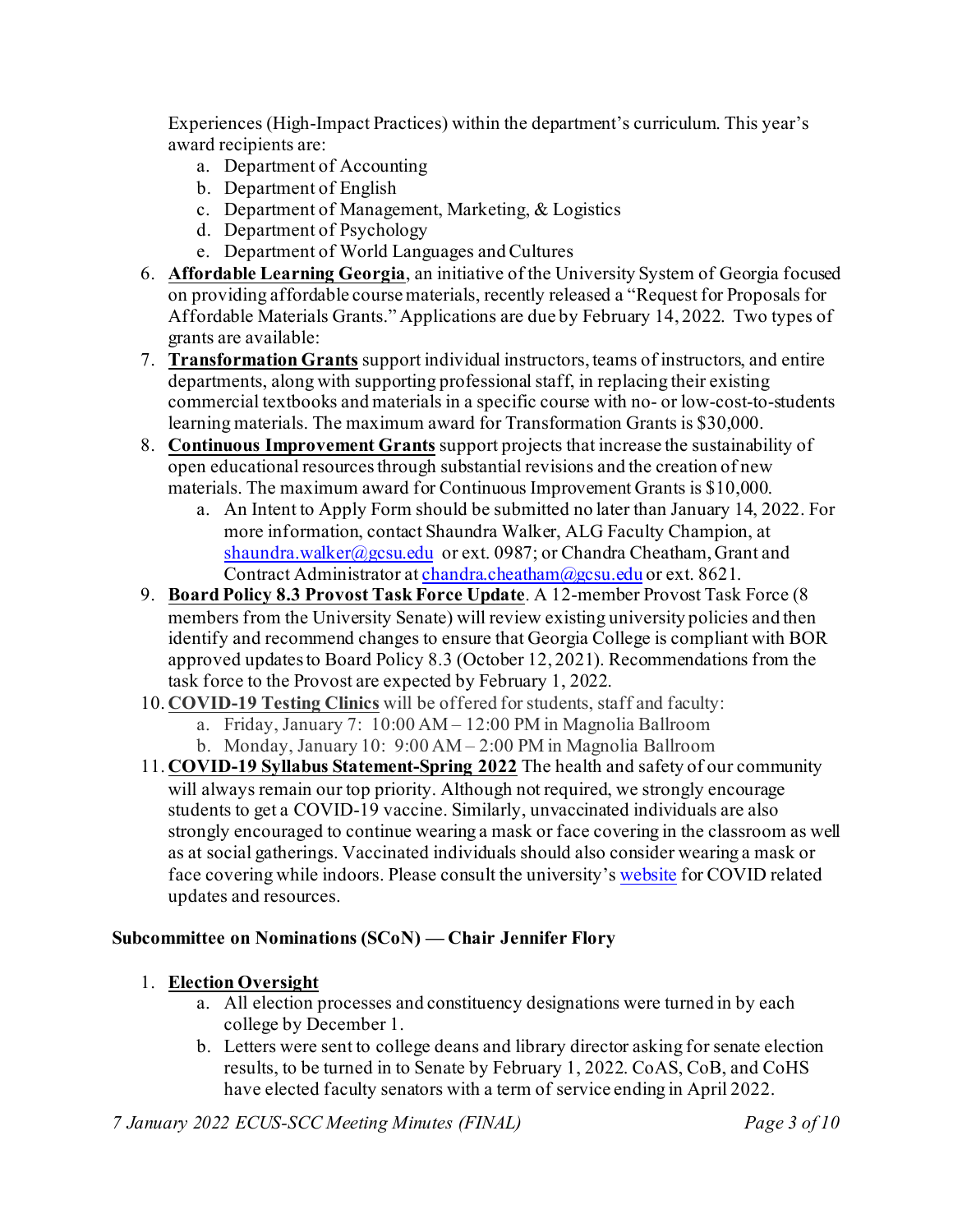Experiences (High-Impact Practices) within the department's curriculum. This year's award recipients are:

   a. Department of Accounting
   b. Department of English
   c. Department of Management, Marketing, & Logistics
   d. Department of Psychology
   e. Department of World Languages and Cultures

6. **Affordable Learning Georgia**, an initiative of the University System of Georgia focused on providing affordable course materials, recently released a "Request for Proposals for Affordable Materials Grants." Applications are due by February 14, 2022. Two types of grants are available:
7. **Transformation Grants** support individual instructors, teams of instructors, and entire departments, along with supporting professional staff, in replacing their existing commercial textbooks and materials in a specific course with no- or low-cost-to-students learning materials. The maximum award for Transformation Grants is $30,000.
8. **Continuous Improvement Grants** support projects that increase the sustainability of open educational resources through substantial revisions and the creation of new materials. The maximum award for Continuous Improvement Grants is $10,000.
   a. An Intent to Apply Form should be submitted no later than January 14, 2022. For more information, contact Shaundra Walker, ALG Faculty Champion, at shaundra.walker@gcsu.edu or ext. 0987; or Chandra Cheatham, Grant and Contract Administrator at chandra.cheatham@gcsu.edu or ext. 8621.
9. **Board Policy 8.3 Provost Task Force Update**. A 12-member Provost Task Force (8 members from the University Senate) will review existing university policies and then identify and recommend changes to ensure that Georgia College is compliant with BOR approved updates to Board Policy 8.3 (October 12, 2021). Recommendations from the task force to the Provost are expected by February 1, 2022.
10. **COVID-19 Testing Clinics** will be offered for students, staff and faculty:
    a. Friday, January 7: 10:00 AM – 12:00 PM in Magnolia Ballroom
    b. Monday, January 10: 9:00 AM – 2:00 PM in Magnolia Ballroom
11. **COVID-19 Syllabus Statement-Spring 2022** The health and safety of our community will always remain our top priority. Although not required, we strongly encourage students to get a COVID-19 vaccine. Similarly, unvaccinated individuals are also strongly encouraged to continue wearing a mask or face covering in the classroom as well as at social gatherings. Vaccinated individuals should also consider wearing a mask or face covering while indoors. Please consult the university's website for COVID related updates and resources.

**Subcommittee on Nominations (SCoN) — Chair Jennifer Flory**

1. **Election Oversight**
   a. All election processes and constituency designations were turned in by each college by December 1.
   b. Letters were sent to college deans and library director asking for senate election results, to be turned in to Senate by February 1, 2022. CoAS, CoB, and CoHS have elected faculty senators with a term of service ending in April 2022.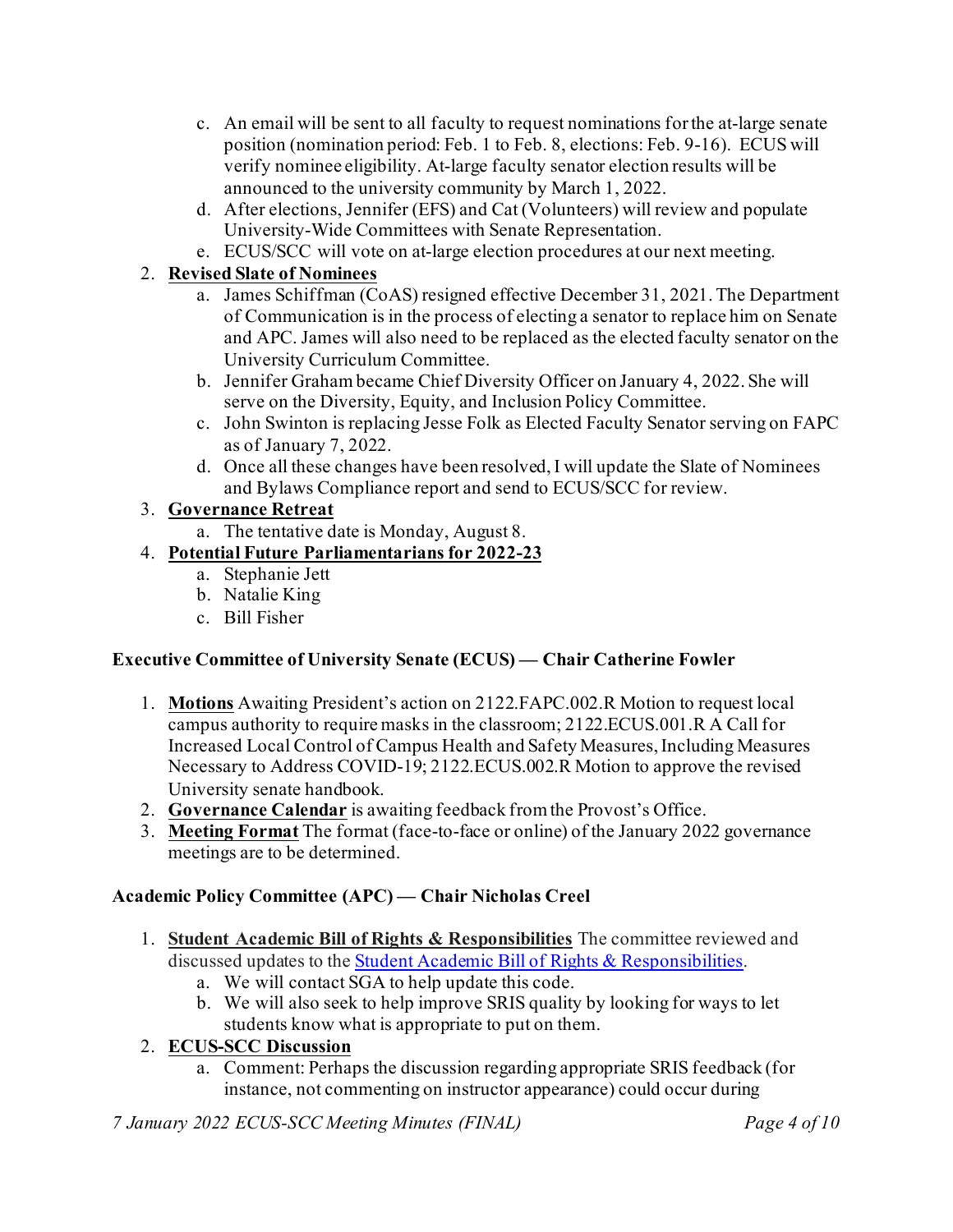c. An email will be sent to all faculty to request nominations for the at-large senate position (nomination period: Feb. 1 to Feb. 8, elections: Feb. 9-16). ECUS will verify nominee eligibility. At-large faculty senator election results will be announced to the university community by March 1, 2022.
   d. After elections, Jennifer (EFS) and Cat (Volunteers) will review and populate University-Wide Committees with Senate Representation.
   e. ECUS/SCC will vote on at-large election procedures at our next meeting.

2. **Revised Slate of Nominees**
   a. James Schiffman (CoAS) resigned effective December 31, 2021. The Department of Communication is in the process of electing a senator to replace him on Senate and APC. James will also need to be replaced as the elected faculty senator on the University Curriculum Committee.
   b. Jennifer Graham became Chief Diversity Officer on January 4, 2022. She will serve on the Diversity, Equity, and Inclusion Policy Committee.
   c. John Swinton is replacing Jesse Folk as Elected Faculty Senator serving on FAPC as of January 7, 2022.
   d. Once all these changes have been resolved, I will update the Slate of Nominees and Bylaws Compliance report and send to ECUS/SCC for review.

3. **Governance Retreat**
   a. The tentative date is Monday, August 8.

4. **Potential Future Parliamentarians for 2022-23**
   a. Stephanie Jett
   b. Natalie King
   c. Bill Fisher

**Executive Committee of University Senate (ECUS) — Chair Catherine Fowler**

1. **Motions** Awaiting President's action on 2122.FAPC.002.R Motion to request local campus authority to require masks in the classroom; 2122.ECUS.001.R A Call for Increased Local Control of Campus Health and Safety Measures, Including Measures Necessary to Address COVID-19; 2122.ECUS.002.R Motion to approve the revised University senate handbook.
2. **Governance Calendar** is awaiting feedback from the Provost's Office.
3. **Meeting Format** The format (face-to-face or online) of the January 2022 governance meetings are to be determined.

**Academic Policy Committee (APC) — Chair Nicholas Creel**

1. **Student Academic Bill of Rights & Responsibilities** The committee reviewed and discussed updates to the Student Academic Bill of Rights & Responsibilities.
   a. We will contact SGA to help update this code.
   b. We will also seek to help improve SRIS quality by looking for ways to let students know what is appropriate to put on them.
2. **ECUS-SCC Discussion**
   a. Comment: Perhaps the discussion regarding appropriate SRIS feedback (for instance, not commenting on instructor appearance) could occur during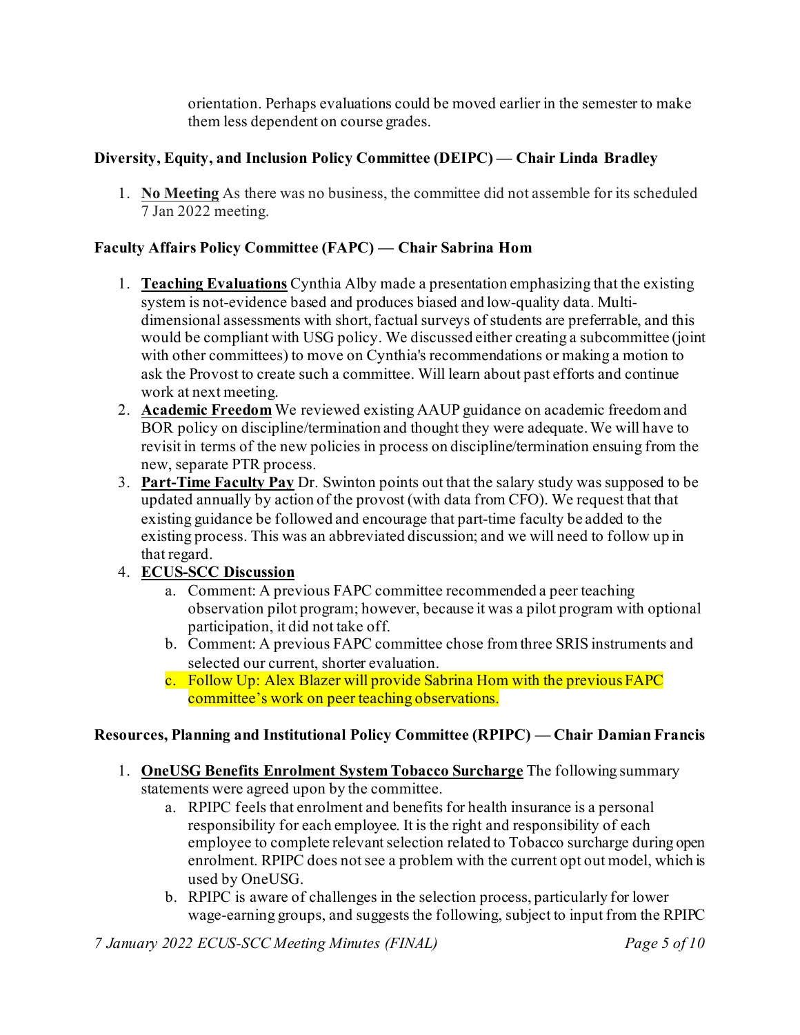orientation. Perhaps evaluations could be moved earlier in the semester to make them less dependent on course grades.

**Diversity, Equity, and Inclusion Policy Committee (DEIPC) — Chair Linda Bradley**

1. **No Meeting** As there was no business, the committee did not assemble for its scheduled 7 Jan 2022 meeting.

**Faculty Affairs Policy Committee (FAPC) — Chair Sabrina Hom**

1. **Teaching Evaluations** Cynthia Alby made a presentation emphasizing that the existing system is not-evidence based and produces biased and low-quality data. Multi-dimensional assessments with short, factual surveys of students are preferrable, and this would be compliant with USG policy. We discussed either creating a subcommittee (joint with other committees) to move on Cynthia's recommendations or making a motion to ask the Provost to create such a committee. Will learn about past efforts and continue work at next meeting.
2. **Academic Freedom** We reviewed existing AAUP guidance on academic freedom and BOR policy on discipline/termination and thought they were adequate. We will have to revisit in terms of the new policies in process on discipline/termination ensuing from the new, separate PTR process.
3. **Part-Time Faculty Pay** Dr. Swinton points out that the salary study was supposed to be updated annually by action of the provost (with data from CFO). We request that that existing guidance be followed and encourage that part-time faculty be added to the existing process. This was an abbreviated discussion; and we will need to follow up in that regard.
4. **ECUS-SCC Discussion**
   a. Comment: A previous FAPC committee recommended a peer teaching observation pilot program; however, because it was a pilot program with optional participation, it did not take off.
   b. Comment: A previous FAPC committee chose from three SRIS instruments and selected our current, shorter evaluation.
   c. Follow Up: Alex Blazer will provide Sabrina Hom with the previous FAPC committee's work on peer teaching observations.

**Resources, Planning and Institutional Policy Committee (RPIPC) — Chair Damian Francis**

1. **OneUSG Benefits Enrolment System Tobacco Surcharge** The following summary statements were agreed upon by the committee.
   a. RPIPC feels that enrolment and benefits for health insurance is a personal responsibility for each employee. It is the right and responsibility of each employee to complete relevant selection related to Tobacco surcharge during open enrolment. RPIPC does not see a problem with the current opt out model, which is used by OneUSG.
   b. RPIPC is aware of challenges in the selection process, particularly for lower wage-earning groups, and suggests the following, subject to input from the RPIPC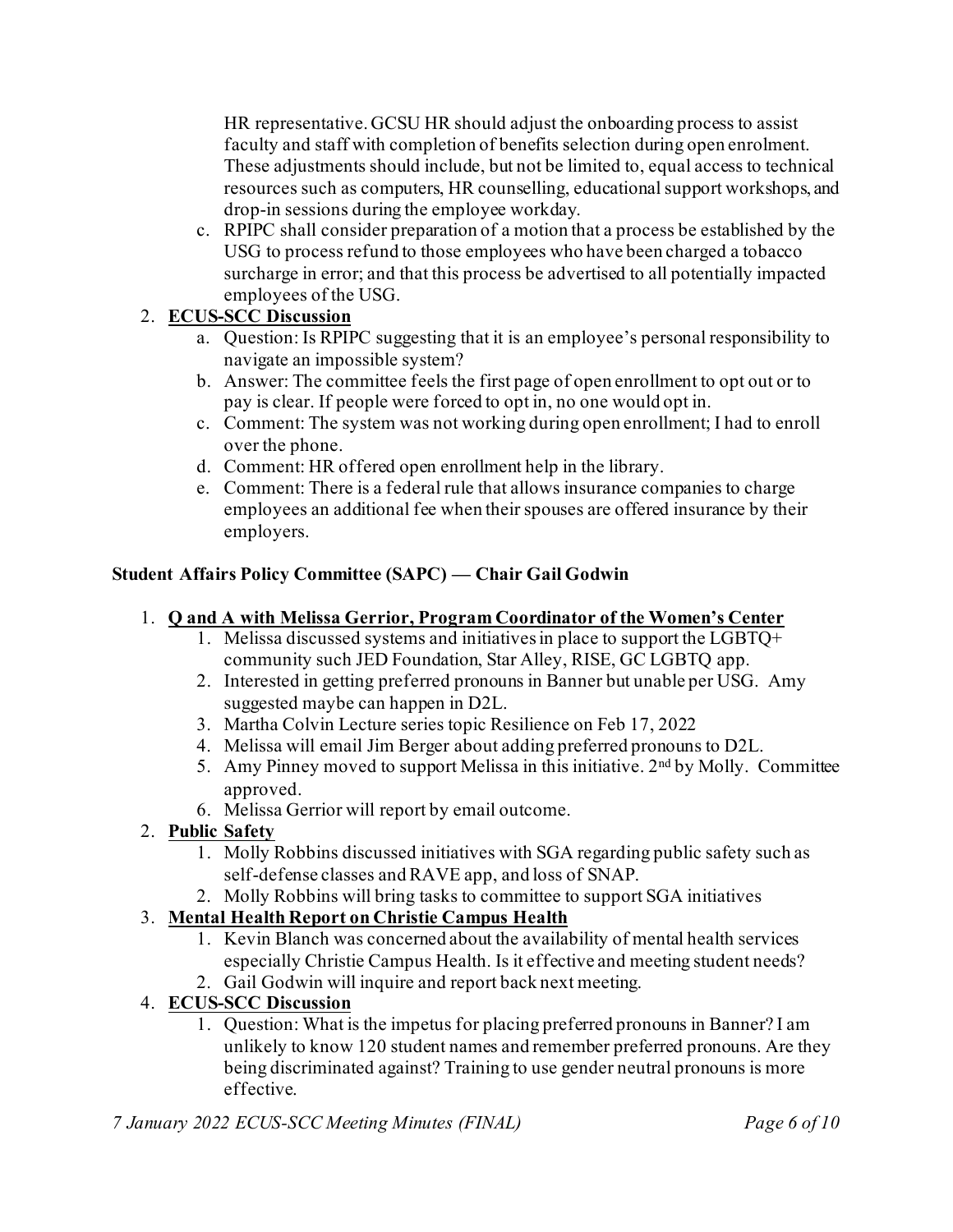HR representative. GCSU HR should adjust the onboarding process to assist faculty and staff with completion of benefits selection during open enrolment. These adjustments should include, but not be limited to, equal access to technical resources such as computers, HR counselling, educational support workshops, and drop-in sessions during the employee workday.

   c. RPIPC shall consider preparation of a motion that a process be established by the USG to process refund to those employees who have been charged a tobacco surcharge in error; and that this process be advertised to all potentially impacted employees of the USG.

2. **ECUS-SCC Discussion**
   a. Question: Is RPIPC suggesting that it is an employee's personal responsibility to navigate an impossible system?
   b. Answer: The committee feels the first page of open enrollment to opt out or to pay is clear. If people were forced to opt in, no one would opt in.
   c. Comment: The system was not working during open enrollment; I had to enroll over the phone.
   d. Comment: HR offered open enrollment help in the library.
   e. Comment: There is a federal rule that allows insurance companies to charge employees an additional fee when their spouses are offered insurance by their employers.

**Student Affairs Policy Committee (SAPC) — Chair Gail Godwin**

1. **Q and A with Melissa Gerrior, Program Coordinator of the Women's Center**
   1. Melissa discussed systems and initiatives in place to support the LGBTQ+ community such JED Foundation, Star Alley, RISE, GC LGBTQ app.
   2. Interested in getting preferred pronouns in Banner but unable per USG. Amy suggested maybe can happen in D2L.
   3. Martha Colvin Lecture series topic Resilience on Feb 17, 2022
   4. Melissa will email Jim Berger about adding preferred pronouns to D2L.
   5. Amy Pinney moved to support Melissa in this initiative. 2nd by Molly. Committee approved.
   6. Melissa Gerrior will report by email outcome.
2. **Public Safety**
   1. Molly Robbins discussed initiatives with SGA regarding public safety such as self-defense classes and RAVE app, and loss of SNAP.
   2. Molly Robbins will bring tasks to committee to support SGA initiatives
3. **Mental Health Report on Christie Campus Health**
   1. Kevin Blanch was concerned about the availability of mental health services especially Christie Campus Health. Is it effective and meeting student needs?
   2. Gail Godwin will inquire and report back next meeting.
4. **ECUS-SCC Discussion**
   1. Question: What is the impetus for placing preferred pronouns in Banner? I am unlikely to know 120 student names and remember preferred pronouns. Are they being discriminated against? Training to use gender neutral pronouns is more effective.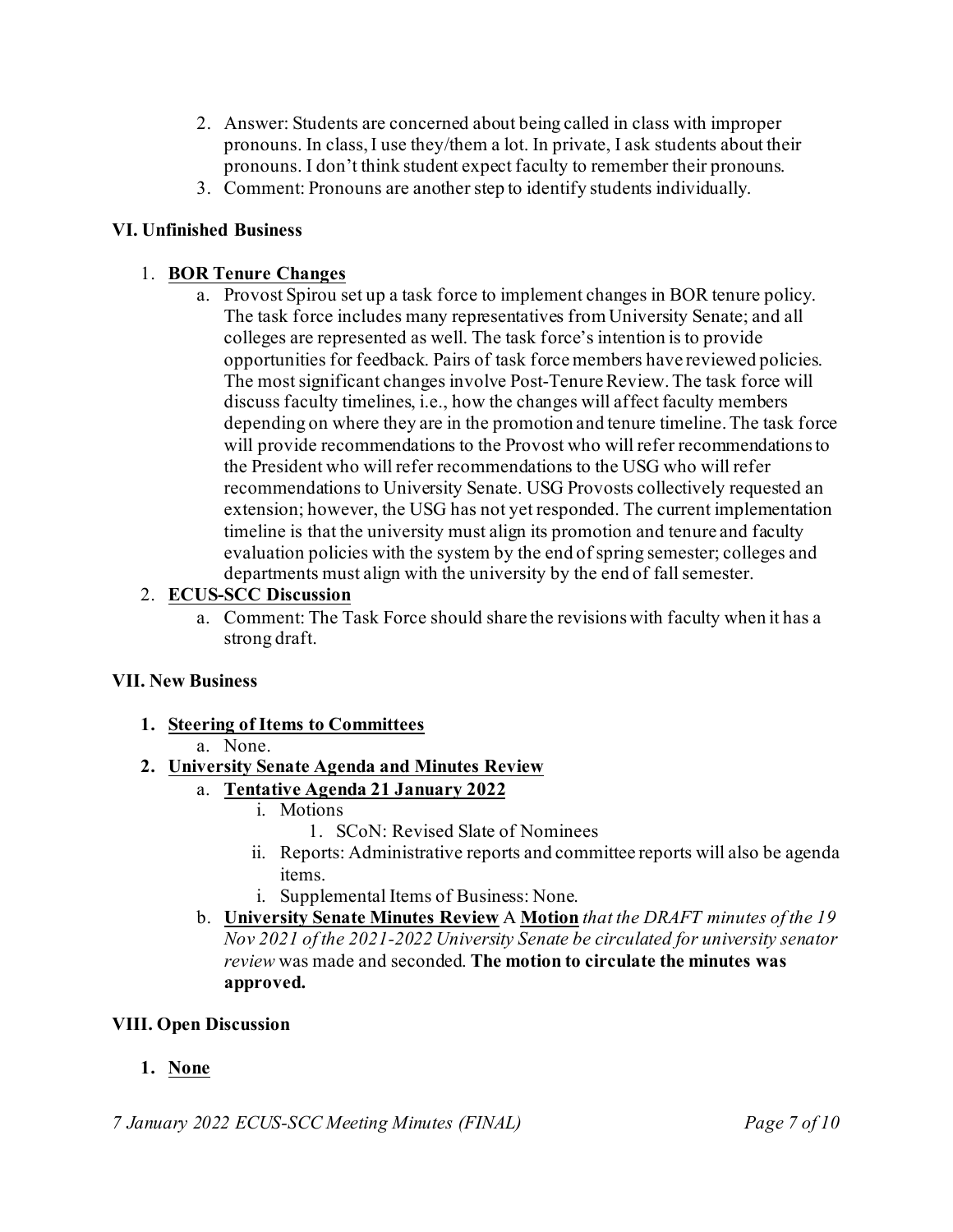2. Answer: Students are concerned about being called in class with improper pronouns. In class, I use they/them a lot. In private, I ask students about their pronouns. I don't think student expect faculty to remember their pronouns.
3. Comment: Pronouns are another step to identify students individually.

### VI. Unfinished Business

1. **BOR Tenure Changes**
   a. Provost Spirou set up a task force to implement changes in BOR tenure policy. The task force includes many representatives from University Senate; and all colleges are represented as well. The task force's intention is to provide opportunities for feedback. Pairs of task force members have reviewed policies. The most significant changes involve Post-Tenure Review. The task force will discuss faculty timelines, i.e., how the changes will affect faculty members depending on where they are in the promotion and tenure timeline. The task force will provide recommendations to the Provost who will refer recommendations to the President who will refer recommendations to the USG who will refer recommendations to University Senate. USG Provosts collectively requested an extension; however, the USG has not yet responded. The current implementation timeline is that the university must align its promotion and tenure and faculty evaluation policies with the system by the end of spring semester; colleges and departments must align with the university by the end of fall semester.
2. **ECUS-SCC Discussion**
   a. Comment: The Task Force should share the revisions with faculty when it has a strong draft.

### VII. New Business

1. **Steering of Items to Committees**
   a. None.
2. **University Senate Agenda and Minutes Review**
   a. **Tentative Agenda 21 January 2022**
      i. Motions
         1. SCoN: Revised Slate of Nominees
      ii. Reports: Administrative reports and committee reports will also be agenda items.
      i. Supplemental Items of Business: None.
   b. **University Senate Minutes Review** A **Motion** *that the DRAFT minutes of the 19 Nov 2021 of the 2021-2022 University Senate be circulated for university senator review* was made and seconded. **The motion to circulate the minutes was approved.**

### VIII. Open Discussion

1. **None**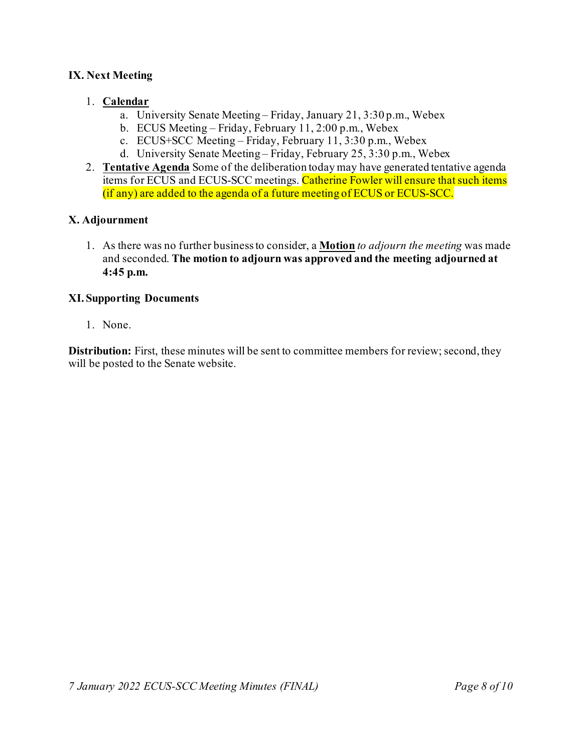### IX. Next Meeting

1. **Calendar**
   a. University Senate Meeting – Friday, January 21, 3:30 p.m., Webex
   b. ECUS Meeting – Friday, February 11, 2:00 p.m., Webex
   c. ECUS+SCC Meeting – Friday, February 11, 3:30 p.m., Webex
   d. University Senate Meeting – Friday, February 25, 3:30 p.m., Webex
2. **Tentative Agenda** Some of the deliberation today may have generated tentative agenda items for ECUS and ECUS-SCC meetings. Catherine Fowler will ensure that such items (if any) are added to the agenda of a future meeting of ECUS or ECUS-SCC.

### X. Adjournment

1. As there was no further business to consider, a **Motion** *to adjourn the meeting* was made and seconded. **The motion to adjourn was approved and the meeting adjourned at 4:45 p.m.**

### XI. Supporting Documents

1. None.

**Distribution:** First, these minutes will be sent to committee members for review; second, they will be posted to the Senate website.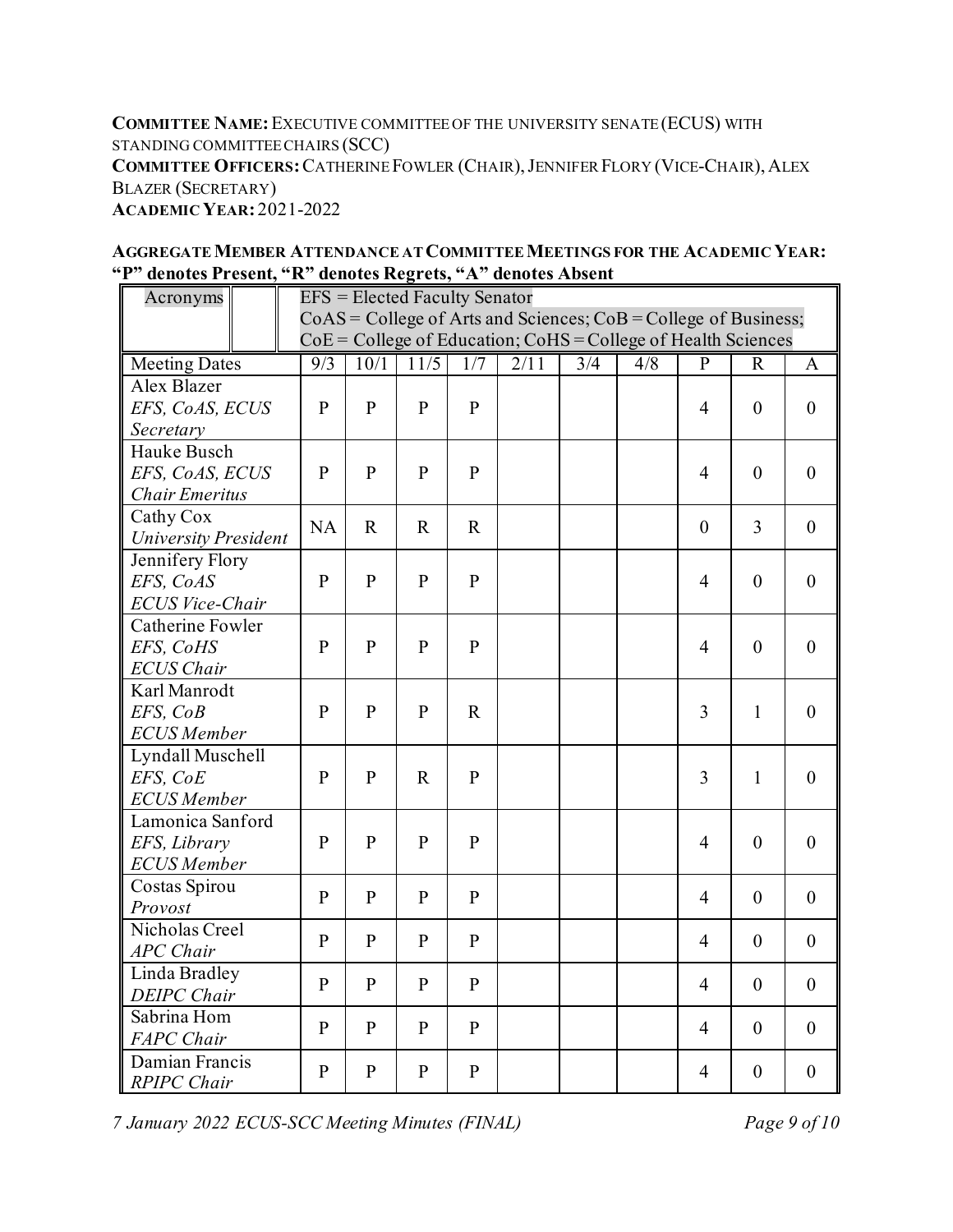**COMMITTEE NAME:** EXECUTIVE COMMITTEE OF THE UNIVERSITY SENATE (ECUS) WITH STANDING COMMITTEE CHAIRS (SCC)
**COMMITTEE OFFICERS:** CATHERINE FOWLER (CHAIR), JENNIFER FLORY (VICE-CHAIR), ALEX BLAZER (SECRETARY)
**ACADEMIC YEAR:** 2021-2022

**AGGREGATE MEMBER ATTENDANCE AT COMMITTEE MEETINGS FOR THE ACADEMIC YEAR:**
**"P" denotes Present, "R" denotes Regrets, "A" denotes Absent**

| Acronyms | EFS = Elected Faculty Senator<br>CoAS = College of Arts and Sciences; CoB = College of Business;<br>CoE = College of Education; CoHS = College of Health Sciences | | | | | | | | | |
|---|---|---|---|---|---|---|---|---|---|---|
| Meeting Dates | 9/3 | 10/1 | 11/5 | 1/7 | 2/11 | 3/4 | 4/8 | P | R | A |
| Alex Blazer<br>*EFS, CoAS, ECUS Secretary* | P | P | P | P | | | | 4 | 0 | 0 |
| Hauke Busch<br>*EFS, CoAS, ECUS Chair Emeritus* | P | P | P | P | | | | 4 | 0 | 0 |
| Cathy Cox<br>*University President* | NA | R | R | R | | | | 0 | 3 | 0 |
| Jennifery Flory<br>*EFS, CoAS ECUS Vice-Chair* | P | P | P | P | | | | 4 | 0 | 0 |
| Catherine Fowler<br>*EFS, CoHS ECUS Chair* | P | P | P | P | | | | 4 | 0 | 0 |
| Karl Manrodt<br>*EFS, CoB ECUS Member* | P | P | P | R | | | | 3 | 1 | 0 |
| Lyndall Muschell<br>*EFS, CoE ECUS Member* | P | P | R | P | | | | 3 | 1 | 0 |
| Lamonica Sanford<br>*EFS, Library ECUS Member* | P | P | P | P | | | | 4 | 0 | 0 |
| Costas Spirou<br>*Provost* | P | P | P | P | | | | 4 | 0 | 0 |
| Nicholas Creel<br>*APC Chair* | P | P | P | P | | | | 4 | 0 | 0 |
| Linda Bradley<br>*DEIPC Chair* | P | P | P | P | | | | 4 | 0 | 0 |
| Sabrina Hom<br>*FAPC Chair* | P | P | P | P | | | | 4 | 0 | 0 |
| Damian Francis<br>*RPIPC Chair* | P | P | P | P | | | | 4 | 0 | 0 |

*7 January 2022 ECUS-SCC Meeting Minutes (FINAL)*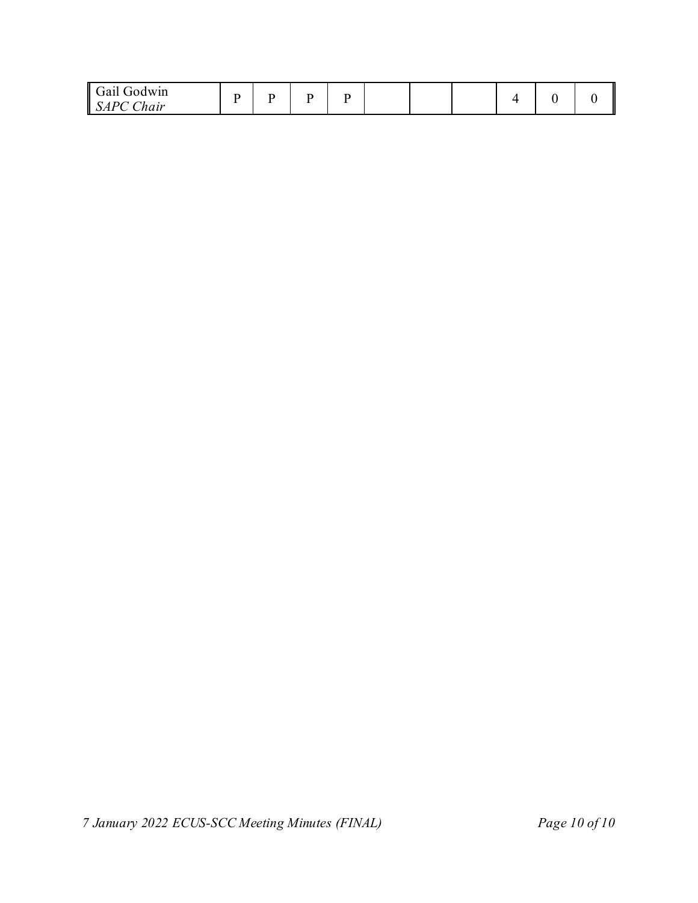| | | | | | | | | | | |
|---|---|---|---|---|---|---|---|---|---|---|
| Gail Godwin<br>*SAPC Chair* | P | P | P | P | | | | 4 | 0 | 0 |